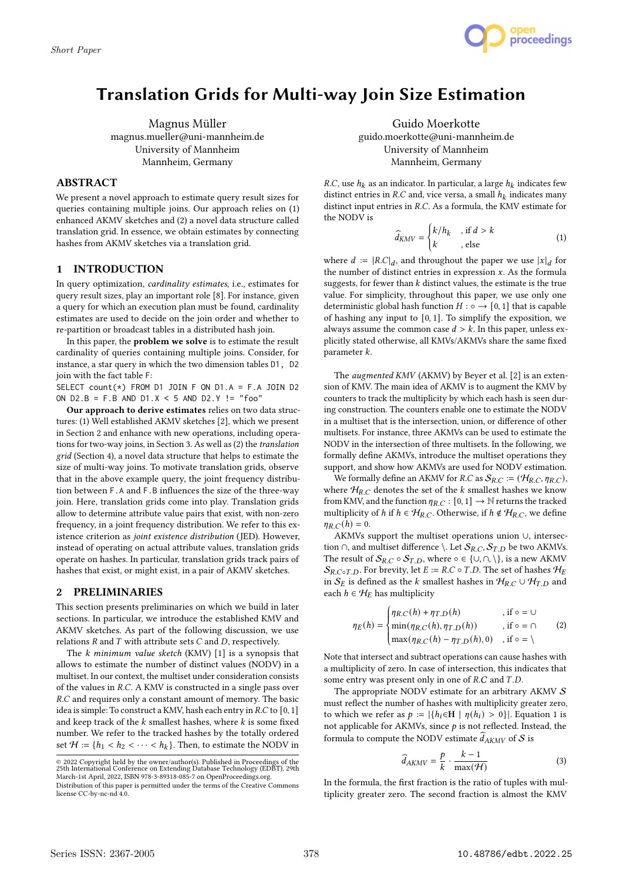# Translation Grids for Multi-way Join Size Estimation

Magnus Müller
magnus.mueller@uni-mannheim.de
University of Mannheim
Mannheim, Germany

Guido Moerkotte
guido.moerkotte@uni-mannheim.de
University of Mannheim
Mannheim, Germany

## ABSTRACT

We present a novel approach to estimate query result sizes for queries containing multiple joins. Our approach relies on (1) enhanced AKMV sketches and (2) a novel data structure called translation grid. In essence, we obtain estimates by connecting hashes from AKMV sketches via a translation grid.

## 1 INTRODUCTION

In query optimization, *cardinality estimates*, i.e., estimates for query result sizes, play an important role [8]. For instance, given a query for which an execution plan must be found, cardinality estimates are used to decide on the join order and whether to re-partition or broadcast tables in a distributed hash join.

In this paper, the **problem we solve** is to estimate the result cardinality of queries containing multiple joins. Consider, for instance, a star query in which the two dimension tables `D1, D2` join with the fact table `F`:

```
SELECT count(*) FROM D1 JOIN F ON D1.A = F.A JOIN D2
ON D2.B = F.B AND D1.X < 5 AND D2.Y != "foo"
```

**Our approach to derive estimates** relies on two data structures: (1) Well established AKMV sketches [2], which we present in Section 2 and enhance with new operations, including operations for two-way joins, in Section 3. As well as (2) the *translation grid* (Section 4), a novel data structure that helps to estimate the size of multi-way joins. To motivate translation grids, observe that in the above example query, the joint frequency distribution between `F.A` and `F.B` influences the size of the three-way join. Here, translation grids come into play. Translation grids allow to determine attribute value pairs that exist, with non-zero frequency, in a joint frequency distribution. We refer to this existence criterion as *joint existence distribution* (JED). However, instead of operating on actual attribute values, translation grids operate on hashes. In particular, translation grids track pairs of hashes that exist, or might exist, in a pair of AKMV sketches.

## 2 PRELIMINARIES

This section presents preliminaries on which we build in later sections. In particular, we introduce the established KMV and AKMV sketches. As part of the following discussion, we use relations $R$ and $T$ with attribute sets $C$ and $D$, respectively.

The *k minimum value sketch* (KMV) [1] is a synopsis that allows to estimate the number of distinct values (NODV) in a multiset. In our context, the multiset under consideration consists of the values in $R.C$. A KMV is constructed in a single pass over $R.C$ and requires only a constant amount of memory. The basic idea is simple: To construct a KMV, hash each entry in $R.C$ to $[0, 1]$ and keep track of the $k$ smallest hashes, where $k$ is some fixed number. We refer to the tracked hashes by the totally ordered set $\mathcal{H} := \{h_1 < h_2 < \cdots < h_k\}$. Then, to estimate the NODV in $R.C$, use $h_k$ as an indicator. In particular, a large $h_k$ indicates few distinct entries in $R.C$ and, vice versa, a small $h_k$ indicates many distinct input entries in $R.C$. As a formula, the KMV estimate for the NODV is

$$\widehat{d}_{KMV} = \begin{cases} k/h_k & \text{, if } d > k \\ k & \text{, else} \end{cases} \tag{1}$$

where $d := |R.C|_d$, and throughout the paper we use $|x|_d$ for the number of distinct entries in expression $x$. As the formula suggests, for fewer than $k$ distinct values, the estimate is the true value. For simplicity, throughout this paper, we use only one deterministic global hash function $H : \circ \to [0, 1]$ that is capable of hashing any input to $[0, 1]$. To simplify the exposition, we always assume the common case $d > k$. In this paper, unless explicitly stated otherwise, all KMVs/AKMVs share the same fixed parameter $k$.

The *augmented KMV* (AKMV) by Beyer et al. [2] is an extension of KMV. The main idea of AKMV is to augment the KMV by counters to track the multiplicity by which each hash is seen during construction. The counters enable one to estimate the NODV in a multiset that is the intersection, union, or difference of other multisets. For instance, three AKMVs can be used to estimate the NODV in the intersection of three multisets. In the following, we formally define AKMVs, introduce the multiset operations they support, and show how AKMVs are used for NODV estimation.

We formally define an AKMV for $R.C$ as $\mathcal{S}_{R.C} := (\mathcal{H}_{R.C}, \eta_{R.C})$, where $\mathcal{H}_{R.C}$ denotes the set of the $k$ smallest hashes we know from KMV, and the function $\eta_{R.C} : [0, 1] \to \mathbb{N}$ returns the tracked multiplicity of $h$ if $h \in \mathcal{H}_{R.C}$. Otherwise, if $h \notin \mathcal{H}_{R.C}$, we define $\eta_{R.C}(h) = 0$.

AKMVs support the multiset operations union $\cup$, intersection $\cap$, and multiset difference $\setminus$. Let $\mathcal{S}_{R.C}, \mathcal{S}_{T.D}$ be two AKMVs. The result of $\mathcal{S}_{R.C} \circ \mathcal{S}_{T.D}$, where $\circ \in \{\cup, \cap, \setminus\}$, is a new AKMV $\mathcal{S}_{R.C \circ T.D}$. For brevity, let $E := R.C \circ T.D$. The set of hashes $\mathcal{H}_E$ in $\mathcal{S}_E$ is defined as the $k$ smallest hashes in $\mathcal{H}_{R.C} \cup \mathcal{H}_{T.D}$ and each $h \in \mathcal{H}_E$ has multiplicity

$$\eta_E(h) = \begin{cases} \eta_{R.C}(h) + \eta_{T.D}(h) & \text{, if } \circ = \cup \\ \min(\eta_{R.C}(h), \eta_{T.D}(h)) & \text{, if } \circ = \cap \\ \max(\eta_{R.C}(h) - \eta_{T.D}(h), 0) & \text{, if } \circ = \setminus \end{cases} \tag{2}$$

Note that intersect and subtract operations can cause hashes with a multiplicity of zero. In case of intersection, this indicates that some entry was present only in one of $R.C$ and $T.D$.

The appropriate NODV estimate for an arbitrary AKMV $\mathcal{S}$ must reflect the number of hashes with multiplicity greater zero, to which we refer as $p := |\{h_i \in \mathbf{H} \mid \eta(h_i) > 0\}|$. Equation 1 is not applicable for AKMVs, since $p$ is not reflected. Instead, the formula to compute the NODV estimate $\widehat{d}_{AKMV}$ of $\mathcal{S}$ is

$$\widehat{d}_{AKMV} = \frac{p}{k} \cdot \frac{k - 1}{\max(\mathcal{H})} \tag{3}$$

In the formula, the first fraction is the ratio of tuples with multiplicity greater zero. The second fraction is almost the KMV

© 2022 Copyright held by the owner/author(s). Published in Proceedings of the 25th International Conference on Extending Database Technology (EDBT), 29th March-1st April, 2022, ISBN 978-3-89318-085-7 on OpenProceedings.org. Distribution of this paper is permitted under the terms of the Creative Commons license CC-by-nc-nd 4.0.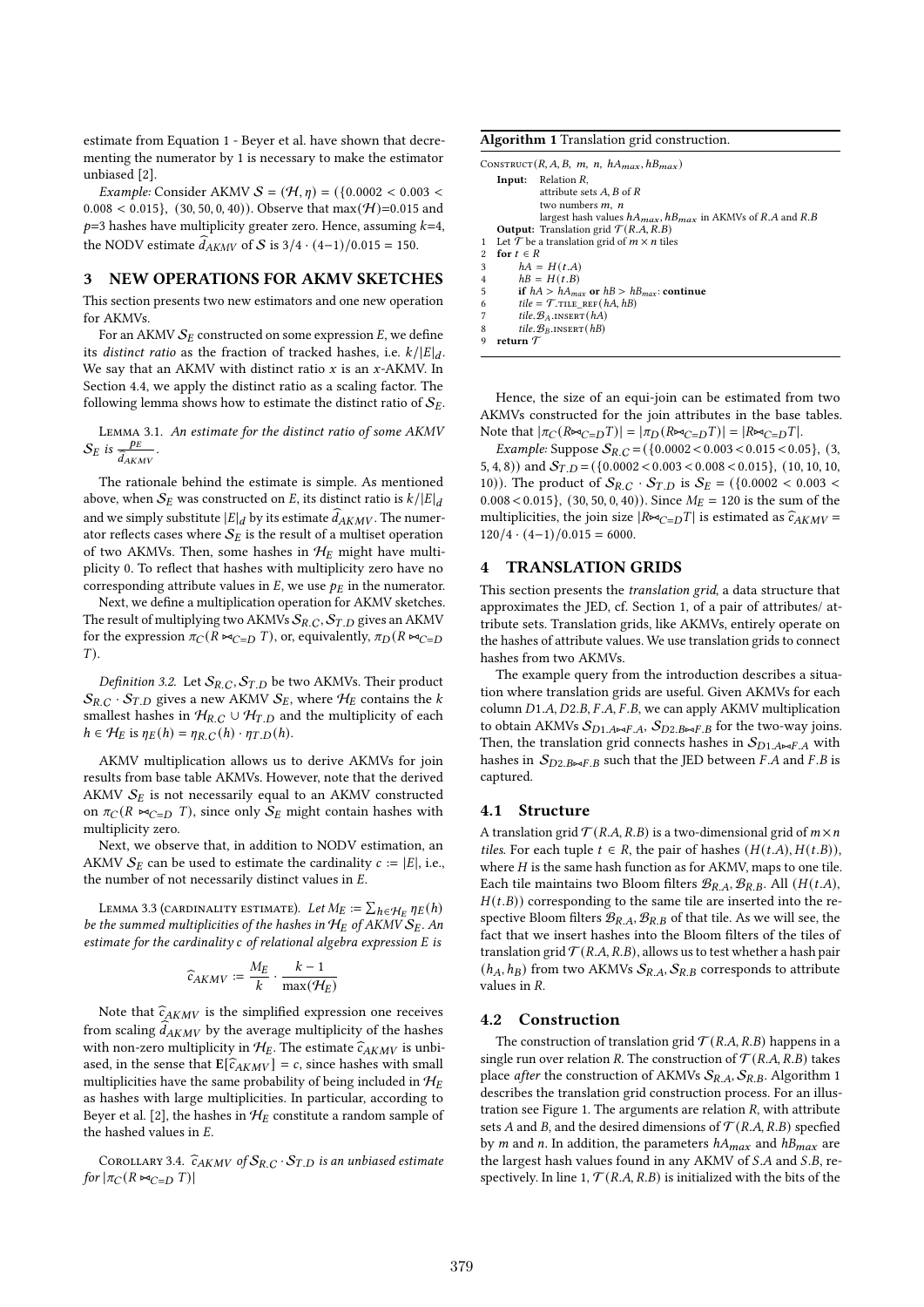estimate from Equation 1 - Beyer et al. have shown that decrementing the numerator by 1 is necessary to make the estimator unbiased [2].

*Example:* Consider AKMV $\mathcal{S} = (\mathcal{H}, \eta) = (\{0.0002 < 0.003 < 0.008 < 0.015\},\ (30, 50, 0, 40))$. Observe that $\max(\mathcal{H})$=0.015 and $p$=3 hashes have multiplicity greater zero. Hence, assuming $k$=4, the NODV estimate $\widehat{d}_{AKMV}$ of $\mathcal{S}$ is $3/4 \cdot (4{-}1)/0.015 = 150$.

## 3 NEW OPERATIONS FOR AKMV SKETCHES

This section presents two new estimators and one new operation for AKMVs.

For an AKMV $\mathcal{S}_E$ constructed on some expression $E$, we define its *distinct ratio* as the fraction of tracked hashes, i.e. $k/|E|_d$. We say that an AKMV with distinct ratio $x$ is an $x$-AKMV. In Section 4.4, we apply the distinct ratio as a scaling factor. The following lemma shows how to estimate the distinct ratio of $\mathcal{S}_E$.

Lemma 3.1. *An estimate for the distinct ratio of some AKMV* $\mathcal{S}_E$ *is* $\frac{p_E}{\widehat{d}_{AKMV}}$.

The rationale behind the estimate is simple. As mentioned above, when $\mathcal{S}_E$ was constructed on $E$, its distinct ratio is $k/|E|_d$ and we simply substitute $|E|_d$ by its estimate $\widehat{d}_{AKMV}$. The numerator reflects cases where $\mathcal{S}_E$ is the result of a multiset operation of two AKMVs. Then, some hashes in $\mathcal{H}_E$ might have multiplicity 0. To reflect that hashes with multiplicity zero have no corresponding attribute values in $E$, we use $p_E$ in the numerator.

Next, we define a multiplication operation for AKMV sketches. The result of multiplying two AKMVs $\mathcal{S}_{R.C}, \mathcal{S}_{T.D}$ gives an AKMV for the expression $\pi_C(R \bowtie_{C=D} T)$, or, equivalently, $\pi_D(R \bowtie_{C=D} T)$.

*Definition 3.2.* Let $\mathcal{S}_{R.C}, \mathcal{S}_{T.D}$ be two AKMVs. Their product $\mathcal{S}_{R.C} \cdot \mathcal{S}_{T.D}$ gives a new AKMV $\mathcal{S}_E$, where $\mathcal{H}_E$ contains the $k$ smallest hashes in $\mathcal{H}_{R.C} \cup \mathcal{H}_{T.D}$ and the multiplicity of each $h \in \mathcal{H}_E$ is $\eta_E(h) = \eta_{R.C}(h) \cdot \eta_{T.D}(h)$.

AKMV multiplication allows us to derive AKMVs for join results from base table AKMVs. However, note that the derived AKMV $\mathcal{S}_E$ is not necessarily equal to an AKMV constructed on $\pi_C(R \bowtie_{C=D} T)$, since only $\mathcal{S}_E$ might contain hashes with multiplicity zero.

Next, we observe that, in addition to NODV estimation, an AKMV $\mathcal{S}_E$ can be used to estimate the cardinality $c := |E|$, i.e., the number of not necessarily distinct values in $E$.

Lemma 3.3 (cardinality estimate). *Let* $M_E := \sum_{h \in \mathcal{H}_E} \eta_E(h)$ *be the summed multiplicities of the hashes in* $\mathcal{H}_E$ *of AKMV* $\mathcal{S}_E$. *An estimate for the cardinality* $c$ *of relational algebra expression* $E$ *is*

$$\widehat{c}_{AKMV} := \frac{M_E}{k} \cdot \frac{k-1}{\max(\mathcal{H}_E)}$$

Note that $\widehat{c}_{AKMV}$ is the simplified expression one receives from scaling $\widehat{d}_{AKMV}$ by the average multiplicity of the hashes with non-zero multiplicity in $\mathcal{H}_E$. The estimate $\widehat{c}_{AKMV}$ is unbiased, in the sense that $\mathbf{E}[\widehat{c}_{AKMV}] = c$, since hashes with small multiplicities have the same probability of being included in $\mathcal{H}_E$ as hashes with large multiplicities. In particular, according to Beyer et al. [2], the hashes in $\mathcal{H}_E$ constitute a random sample of the hashed values in $E$.

Corollary 3.4. $\widehat{c}_{AKMV}$ *of* $\mathcal{S}_{R.C} \cdot \mathcal{S}_{T.D}$ *is an unbiased estimate for* $|\pi_C(R \bowtie_{C=D} T)|$

**Algorithm 1** Translation grid construction.

```
Construct(R, A, B, m, n, hA_max, hB_max)
    Input:  Relation R,
            attribute sets A, B of R
            two numbers m, n
            largest hash values hA_max, hB_max in AKMVs of R.A and R.B
    Output: Translation grid T(R.A, R.B)
1   Let T be a translation grid of m × n tiles
2   for t ∈ R
3       hA = H(t.A)
4       hB = H(t.B)
5       if hA > hA_max or hB > hB_max: continue
6       tile = T.tile_ref(hA, hB)
7       tile.B_A.insert(hA)
8       tile.B_B.insert(hB)
9   return T
```

Hence, the size of an equi-join can be estimated from two AKMVs constructed for the join attributes in the base tables. Note that $|\pi_C(R \bowtie_{C=D} T)| = |\pi_D(R \bowtie_{C=D} T)| = |R \bowtie_{C=D} T|$.

*Example:* Suppose $\mathcal{S}_{R.C} = (\{0.0002 < 0.003 < 0.015 < 0.05\},\ (3, 5, 4, 8))$ and $\mathcal{S}_{T.D} = (\{0.0002 < 0.003 < 0.008 < 0.015\},\ (10, 10, 10, 10))$. The product of $\mathcal{S}_{R.C} \cdot \mathcal{S}_{T.D}$ is $\mathcal{S}_E = (\{0.0002 < 0.003 < 0.008 < 0.015\},\ (30, 50, 0, 40))$. Since $M_E = 120$ is the sum of the multiplicities, the join size $|R \bowtie_{C=D} T|$ is estimated as $\widehat{c}_{AKMV} = 120/4 \cdot (4{-}1)/0.015 = 6000$.

## 4 TRANSLATION GRIDS

This section presents the *translation grid*, a data structure that approximates the JED, cf. Section 1, of a pair of attributes/ attribute sets. Translation grids, like AKMVs, entirely operate on the hashes of attribute values. We use translation grids to connect hashes from two AKMVs.

The example query from the introduction describes a situation where translation grids are useful. Given AKMVs for each column $D1.A, D2.B, F.A, F.B$, we can apply AKMV multiplication to obtain AKMVs $\mathcal{S}_{D1.A \bowtie F.A}$, $\mathcal{S}_{D2.B \bowtie F.B}$ for the two-way joins. Then, the translation grid connects hashes in $\mathcal{S}_{D1.A \bowtie F.A}$ with hashes in $\mathcal{S}_{D2.B \bowtie F.B}$ such that the JED between $F.A$ and $F.B$ is captured.

### 4.1 Structure

A translation grid $\mathcal{T}(R.A, R.B)$ is a two-dimensional grid of $m \times n$ *tiles*. For each tuple $t \in R$, the pair of hashes $(H(t.A), H(t.B))$, where $H$ is the same hash function as for AKMV, maps to one tile. Each tile maintains two Bloom filters $\mathcal{B}_{R.A}, \mathcal{B}_{R.B}$. All $(H(t.A), H(t.B))$ corresponding to the same tile are inserted into the respective Bloom filters $\mathcal{B}_{R.A}, \mathcal{B}_{R.B}$ of that tile. As we will see, the fact that we insert hashes into the Bloom filters of the tiles of translation grid $\mathcal{T}(R.A, R.B)$, allows us to test whether a hash pair $(h_A, h_B)$ from two AKMVs $\mathcal{S}_{R.A}, \mathcal{S}_{R.B}$ corresponds to attribute values in $R$.

### 4.2 Construction

The construction of translation grid $\mathcal{T}(R.A, R.B)$ happens in a single run over relation $R$. The construction of $\mathcal{T}(R.A, R.B)$ takes place *after* the construction of AKMVs $\mathcal{S}_{R.A}, \mathcal{S}_{R.B}$. Algorithm 1 describes the translation grid construction process. For an illustration see Figure 1. The arguments are relation $R$, with attribute sets $A$ and $B$, and the desired dimensions of $\mathcal{T}(R.A, R.B)$ specfied by $m$ and $n$. In addition, the parameters $hA_{max}$ and $hB_{max}$ are the largest hash values found in any AKMV of $S.A$ and $S.B$, respectively. In line 1, $\mathcal{T}(R.A, R.B)$ is initialized with the bits of the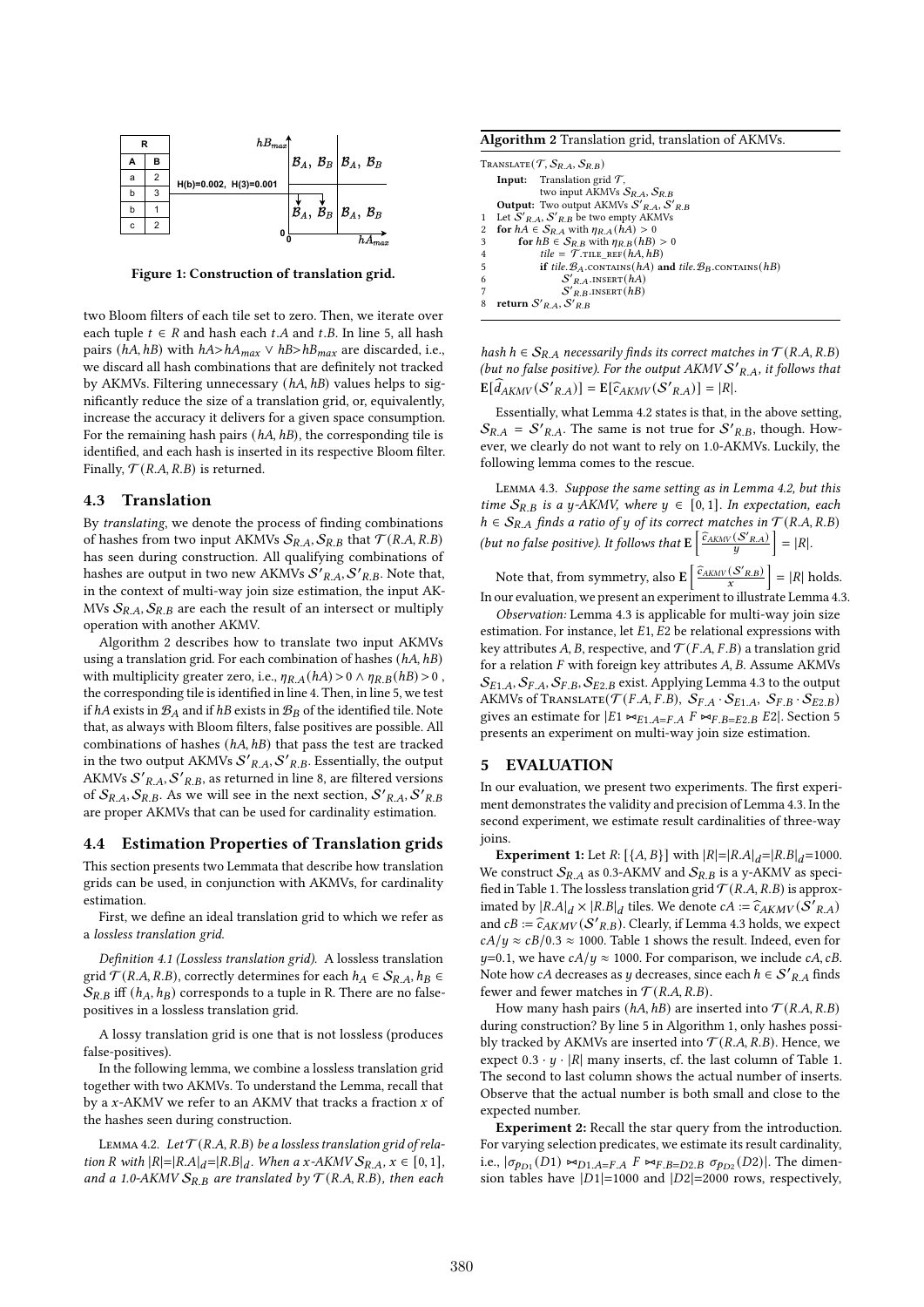| R | |
|---|---|
| A | B |
| a | 2 |
| b | 3 |
| b | 1 |
| c | 2 |

H(b)=0.002, H(3)=0.001

Figure 1: Construction of translation grid.

two Bloom filters of each tile set to zero. Then, we iterate over each tuple $t \in R$ and hash each $t.A$ and $t.B$. In line 5, all hash pairs $(hA, hB)$ with $hA > hA_{max} \vee hB > hB_{max}$ are discarded, i.e., we discard all hash combinations that are definitely not tracked by AKMVs. Filtering unnecessary $(hA, hB)$ values helps to significantly reduce the size of a translation grid, or, equivalently, increase the accuracy it delivers for a given space consumption. For the remaining hash pairs $(hA, hB)$, the corresponding tile is identified, and each hash is inserted in its respective Bloom filter. Finally, $\mathcal{T}(R.A, R.B)$ is returned.

### 4.3 Translation

By *translating*, we denote the process of finding combinations of hashes from two input AKMVs $\mathcal{S}_{R.A}, \mathcal{S}_{R.B}$ that $\mathcal{T}(R.A, R.B)$ has seen during construction. All qualifying combinations of hashes are output in two new AKMVs $\mathcal{S'}_{R.A}, \mathcal{S'}_{R.B}$. Note that, in the context of multi-way join size estimation, the input AKMVs $\mathcal{S}_{R.A}, \mathcal{S}_{R.B}$ are each the result of an intersect or multiply operation with another AKMV.

Algorithm 2 describes how to translate two input AKMVs using a translation grid. For each combination of hashes $(hA, hB)$ with multiplicity greater zero, i.e., $\eta_{R.A}(hA) > 0 \wedge \eta_{R.B}(hB) > 0$, the corresponding tile is identified in line 4. Then, in line 5, we test if $hA$ exists in $\mathcal{B}_A$ and if $hB$ exists in $\mathcal{B}_B$ of the identified tile. Note that, as always with Bloom filters, false positives are possible. All combinations of hashes $(hA, hB)$ that pass the test are tracked in the two output AKMVs $\mathcal{S'}_{R.A}, \mathcal{S'}_{R.B}$. Essentially, the output AKMVs $\mathcal{S'}_{R.A}, \mathcal{S'}_{R.B}$, as returned in line 8, are filtered versions of $\mathcal{S}_{R.A}, \mathcal{S}_{R.B}$. As we will see in the next section, $\mathcal{S'}_{R.A}, \mathcal{S'}_{R.B}$ are proper AKMVs that can be used for cardinality estimation.

### 4.4 Estimation Properties of Translation grids

This section presents two Lemmata that describe how translation grids can be used, in conjunction with AKMVs, for cardinality estimation.

First, we define an ideal translation grid to which we refer as a *lossless translation grid*.

*Definition 4.1 (Lossless translation grid).* A lossless translation grid $\mathcal{T}(R.A, R.B)$, correctly determines for each $h_A \in \mathcal{S}_{R.A}, h_B \in \mathcal{S}_{R.B}$ iff $(h_A, h_B)$ corresponds to a tuple in R. There are no false-positives in a lossless translation grid.

A lossy translation grid is one that is not lossless (produces false-positives).

In the following lemma, we combine a lossless translation grid together with two AKMVs. To understand the Lemma, recall that by a $x$-AKMV we refer to an AKMV that tracks a fraction $x$ of the hashes seen during construction.

Lemma 4.2. *Let $\mathcal{T}(R.A, R.B)$ be a lossless translation grid of relation $R$ with $|R| = |R.A|_d = |R.B|_d$. When a $x$-AKMV $\mathcal{S}_{R.A}$, $x \in [0, 1]$, and a 1.0-AKMV $\mathcal{S}_{R.B}$ are translated by $\mathcal{T}(R.A, R.B)$, then each hash $h \in \mathcal{S}_{R.A}$ necessarily finds its correct matches in $\mathcal{T}(R.A, R.B)$ (but no false positive). For the output AKMV $\mathcal{S'}_{R.A}$, it follows that $\mathbf{E}[\widehat{d}_{AKMV}(\mathcal{S'}_{R.A})] = \mathbf{E}[\widehat{c}_{AKMV}(\mathcal{S'}_{R.A})] = |R|$.*

**Algorithm 2** Translation grid, translation of AKMVs.

```
Translate(T, S_R.A, S_R.B)
    Input:  Translation grid T,
            two input AKMVs S_R.A, S_R.B
    Output: Two output AKMVs S'_R.A, S'_R.B
1  Let S'_R.A, S'_R.B be two empty AKMVs
2  for hA ∈ S_R.A with η_R.A(hA) > 0
3      for hB ∈ S_R.B with η_R.B(hB) > 0
4          tile = T.tile_ref(hA, hB)
5          if tile.B_A.contains(hA) and tile.B_B.contains(hB)
6              S'_R.A.insert(hA)
7              S'_R.B.insert(hB)
8  return S'_R.A, S'_R.B
```

Essentially, what Lemma 4.2 states is that, in the above setting, $\mathcal{S}_{R.A} = \mathcal{S'}_{R.A}$. The same is not true for $\mathcal{S'}_{R.B}$, though. However, we clearly do not want to rely on 1.0-AKMVs. Luckily, the following lemma comes to the rescue.

Lemma 4.3. *Suppose the same setting as in Lemma 4.2, but this time $\mathcal{S}_{R.B}$ is a y-AKMV, where $y \in [0, 1]$. In expectation, each $h \in \mathcal{S}_{R.A}$ finds a ratio of y of its correct matches in $\mathcal{T}(R.A, R.B)$ (but no false positive). It follows that $\mathbf{E}\left[\frac{\widehat{c}_{AKMV}(\mathcal{S'}_{R.A})}{y}\right] = |R|$.*

Note that, from symmetry, also $\mathbf{E}\left[\frac{\widehat{c}_{AKMV}(\mathcal{S'}_{R.B})}{x}\right] = |R|$ holds. In our evaluation, we present an experiment to illustrate Lemma 4.3.

*Observation:* Lemma 4.3 is applicable for multi-way join size estimation. For instance, let $E1, E2$ be relational expressions with key attributes $A, B$, respective, and $\mathcal{T}(F.A, F.B)$ a translation grid for a relation $F$ with foreign key attributes $A, B$. Assume AKMVs $\mathcal{S}_{E1.A}, \mathcal{S}_{F.A}, \mathcal{S}_{F.B}, \mathcal{S}_{E2.B}$ exist. Applying Lemma 4.3 to the output AKMVs of Translate($\mathcal{T}(F.A, F.B)$, $\mathcal{S}_{F.A} \cdot \mathcal{S}_{E1.A}$, $\mathcal{S}_{F.B} \cdot \mathcal{S}_{E2.B}$) gives an estimate for $|E1 \bowtie_{E1.A=F.A} F \bowtie_{F.B=E2.B} E2|$. Section 5 presents an experiment on multi-way join size estimation.

## 5 EVALUATION

In our evaluation, we present two experiments. The first experiment demonstrates the validity and precision of Lemma 4.3. In the second experiment, we estimate result cardinalities of three-way joins.

**Experiment 1:** Let $R$: $[\{A, B\}]$ with $|R| = |R.A|_d = |R.B|_d = 1000$. We construct $\mathcal{S}_{R.A}$ as 0.3-AKMV and $\mathcal{S}_{R.B}$ is a y-AKMV as specified in Table 1. The lossless translation grid $\mathcal{T}(R.A, R.B)$ is approximated by $|R.A|_d \times |R.B|_d$ tiles. We denote $cA := \widehat{c}_{AKMV}(\mathcal{S'}_{R.A})$ and $cB := \widehat{c}_{AKMV}(\mathcal{S'}_{R.B})$. Clearly, if Lemma 4.3 holds, we expect $cA/y \approx cB/0.3 \approx 1000$. Table 1 shows the result. Indeed, even for $y$=0.1, we have $cA/y \approx 1000$. For comparison, we include $cA, cB$. Note how $cA$ decreases as $y$ decreases, since each $h \in \mathcal{S'}_{R.A}$ finds fewer and fewer matches in $\mathcal{T}(R.A, R.B)$.

How many hash pairs $(hA, hB)$ are inserted into $\mathcal{T}(R.A, R.B)$ during construction? By line 5 in Algorithm 1, only hashes possibly tracked by AKMVs are inserted into $\mathcal{T}(R.A, R.B)$. Hence, we expect $0.3 \cdot y \cdot |R|$ many inserts, cf. the last column of Table 1. The second to last column shows the actual number of inserts. Observe that the actual number is both small and close to the expected number.

**Experiment 2:** Recall the star query from the introduction. For varying selection predicates, we estimate its result cardinality, i.e., $|\sigma_{p_{D1}}(D1) \bowtie_{D1.A=F.A} F \bowtie_{F.B=D2.B} \sigma_{p_{D2}}(D2)|$. The dimension tables have $|D1|$=1000 and $|D2|$=2000 rows, respectively,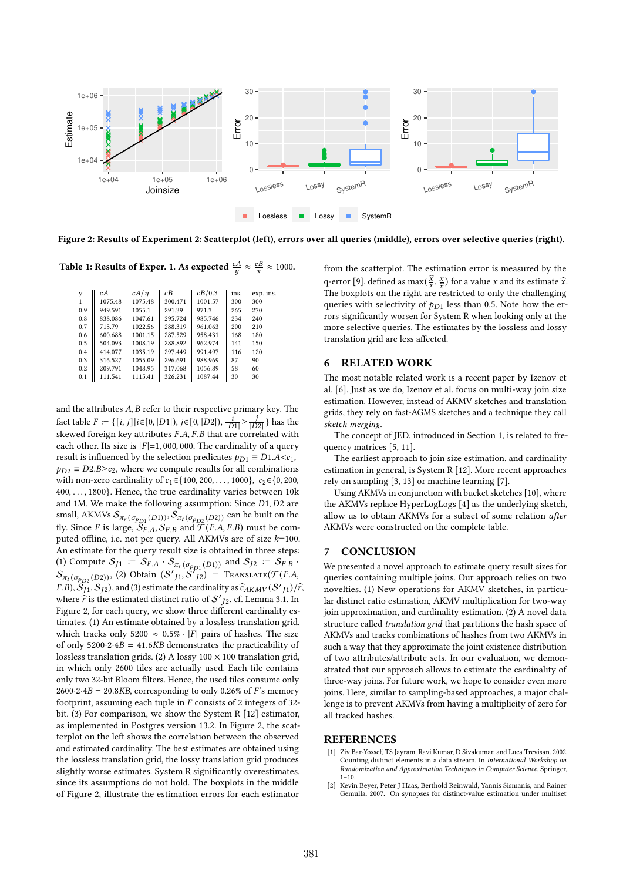Figure 2: Results of Experiment 2: Scatterplot (left), errors over all queries (middle), errors over selective queries (right).

Table 1: Results of Exper. 1. As expected $\frac{cA}{y} \approx \frac{cB}{x} \approx 1000$.

| y | cA | cA/y | cB | cB/0.3 | ins. | exp. ins. |
|---|---|---|---|---|---|---|
| 1 | 1075.48 | 1075.48 | 300.471 | 1001.57 | 300 | 300 |
| 0.9 | 949.591 | 1055.1 | 291.39 | 971.3 | 265 | 270 |
| 0.8 | 838.086 | 1047.61 | 295.724 | 985.746 | 234 | 240 |
| 0.7 | 715.79 | 1022.56 | 288.319 | 961.063 | 200 | 210 |
| 0.6 | 600.688 | 1001.15 | 287.529 | 958.431 | 168 | 180 |
| 0.5 | 504.093 | 1008.19 | 288.892 | 962.974 | 141 | 150 |
| 0.4 | 414.077 | 1035.19 | 297.449 | 991.497 | 116 | 120 |
| 0.3 | 316.527 | 1055.09 | 296.691 | 988.969 | 87 | 90 |
| 0.2 | 209.791 | 1048.95 | 317.068 | 1056.89 | 58 | 60 |
| 0.1 | 111.541 | 1115.41 | 326.231 | 1087.44 | 30 | 30 |

and the attributes $A, B$ refer to their respective primary key. The fact table $F := \{[i, j] | i \in [0, |D1|), j \in [0, |D2|), \frac{i}{|D1|} \geq \frac{j}{|D2|}\}$ has the skewed foreign key attributes $F.A, F.B$ that are correlated with each other. Its size is $|F|$=1,000,000. The cardinality of a query result is influenced by the selection predicates $p_{D1} \equiv D1.A{<}c_1$, $p_{D2} \equiv D2.B{\geq}c_2$, where we compute results for all combinations with non-zero cardinality of $c_1 \in \{100, 200, \dots, 1000\}$, $c_2 \in \{0, 200, 400, \dots, 1800\}$. Hence, the true cardinality varies between 10k and 1M. We make the following assumption: Since $D1, D2$ are small, AKMVs $\mathcal{S}_{\pi_r(\sigma_{p_{D1}}(D1))}, \mathcal{S}_{\pi_r(\sigma_{p_{D2}}(D2))}$ can be built on the fly. Since $F$ is large, $\mathcal{S}_{F.A}, \mathcal{S}_{F.B}$ and $\mathcal{T}(F.A, F.B)$ must be computed offline, i.e. not per query. All AKMVs are of size $k$=100. An estimate for the query result size is obtained in three steps: (1) Compute $\mathcal{S}_{J1} := \mathcal{S}_{F.A} \cdot \mathcal{S}_{\pi_r(\sigma_{p_{D1}}(D1))}$ and $\mathcal{S}_{J2} := \mathcal{S}_{F.B} \cdot \mathcal{S}_{\pi_r(\sigma_{p_{D2}}(D2))}$, (2) Obtain $(\mathcal{S}'_{J1}, \mathcal{S}'_{J2}) = \text{Translate}(\mathcal{T}(F.A, F.B), \mathcal{S}_{J1}, \mathcal{S}_{J2})$, and (3) estimate the cardinality as $\widehat{c}_{AKMV}(\mathcal{S}'_{J1})/\widehat{r}$, where $\widehat{r}$ is the estimated distinct ratio of $\mathcal{S}'_{J2}$, cf. Lemma 3.1. In Figure 2, for each query, we show three different cardinality estimates. (1) An estimate obtained by a lossless translation grid, which tracks only 5200 $\approx$ 0.5% $\cdot$ $|F|$ pairs of hashes. The size of only $5200{\cdot}2{\cdot}4B = 41.6KB$ demonstrates the practicability of lossless translation grids. (2) A lossy $100 \times 100$ translation grid, in which only 2600 tiles are actually used. Each tile contains only two 32-bit Bloom filters. Hence, the used tiles consume only $2600{\cdot}2{\cdot}4B = 20.8KB$, corresponding to only 0.26% of $F$'s memory footprint, assuming each tuple in $F$ consists of 2 integers of 32-bit. (3) For comparison, we show the System R [12] estimator, as implemented in Postgres version 13.2. In Figure 2, the scatterplot on the left shows the correlation between the observed and estimated cardinality. The best estimates are obtained using the lossless translation grid, the lossy translation grid produces slightly worse estimates. System R significantly overestimates, since its assumptions do not hold. The boxplots in the middle of Figure 2, illustrate the estimation errors for each estimator from the scatterplot. The estimation error is measured by the q-error [9], defined as $\max(\frac{\widehat{x}}{x}, \frac{x}{\widehat{x}})$ for a value $x$ and its estimate $\widehat{x}$. The boxplots on the right are restricted to only the challenging queries with selectivity of $p_{D1}$ less than 0.5. Note how the errors significantly worsen for System R when looking only at the more selective queries. The estimates by the lossless and lossy translation grid are less affected.

## 6 RELATED WORK

The most notable related work is a recent paper by Izenov et al. [6]. Just as we do, Izenov et al. focus on multi-way join size estimation. However, instead of AKMV sketches and translation grids, they rely on fast-AGMS sketches and a technique they call *sketch merging*.

The concept of JED, introduced in Section 1, is related to frequency matrices [5, 11].

The earliest approach to join size estimation, and cardinality estimation in general, is System R [12]. More recent approaches rely on sampling [3, 13] or machine learning [7].

Using AKMVs in conjunction with bucket sketches [10], where the AKMVs replace HyperLogLogs [4] as the underlying sketch, allow us to obtain AKMVs for a subset of some relation *after* AKMVs were constructed on the complete table.

## 7 CONCLUSION

We presented a novel approach to estimate query result sizes for queries containing multiple joins. Our approach relies on two novelties. (1) New operations for AKMV sketches, in particular distinct ratio estimation, AKMV multiplication for two-way join approximation, and cardinality estimation. (2) A novel data structure called *translation grid* that partitions the hash space of AKMVs and tracks combinations of hashes from two AKMVs in such a way that they approximate the joint existence distribution of two attributes/attribute sets. In our evaluation, we demonstrated that our approach allows to estimate the cardinality of three-way joins. For future work, we hope to consider even more joins. Here, similar to sampling-based approaches, a major challenge is to prevent AKMVs from having a multiplicity of zero for all tracked hashes.

## REFERENCES

[1] Ziv Bar-Yossef, TS Jayram, Ravi Kumar, D Sivakumar, and Luca Trevisan. 2002. Counting distinct elements in a data stream. In *International Workshop on Randomization and Approximation Techniques in Computer Science*. Springer, 1–10.

[2] Kevin Beyer, Peter J Haas, Berthold Reinwald, Yannis Sismanis, and Rainer Gemulla. 2007. On synopses for distinct-value estimation under multiset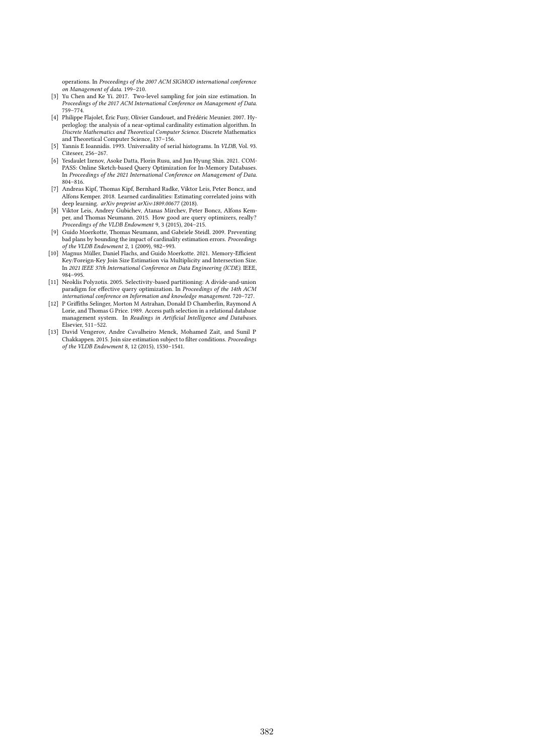operations. In *Proceedings of the 2007 ACM SIGMOD international conference on Management of data*. 199–210.

[3] Yu Chen and Ke Yi. 2017. Two-level sampling for join size estimation. In *Proceedings of the 2017 ACM International Conference on Management of Data*. 759–774.

[4] Philippe Flajolet, Éric Fusy, Olivier Gandouet, and Frédéric Meunier. 2007. Hyperloglog: the analysis of a near-optimal cardinality estimation algorithm. In *Discrete Mathematics and Theoretical Computer Science*. Discrete Mathematics and Theoretical Computer Science, 137–156.

[5] Yannis E Ioannidis. 1993. Universality of serial histograms. In *VLDB*, Vol. 93. Citeseer, 256–267.

[6] Yesdaulet Izenov, Asoke Datta, Florin Rusu, and Jun Hyung Shin. 2021. COMPASS: Online Sketch-based Query Optimization for In-Memory Databases. In *Proceedings of the 2021 International Conference on Management of Data*. 804–816.

[7] Andreas Kipf, Thomas Kipf, Bernhard Radke, Viktor Leis, Peter Boncz, and Alfons Kemper. 2018. Learned cardinalities: Estimating correlated joins with deep learning. *arXiv preprint arXiv:1809.00677* (2018).

[8] Viktor Leis, Andrey Gubichev, Atanas Mirchev, Peter Boncz, Alfons Kemper, and Thomas Neumann. 2015. How good are query optimizers, really? *Proceedings of the VLDB Endowment* 9, 3 (2015), 204–215.

[9] Guido Moerkotte, Thomas Neumann, and Gabriele Steidl. 2009. Preventing bad plans by bounding the impact of cardinality estimation errors. *Proceedings of the VLDB Endowment* 2, 1 (2009), 982–993.

[10] Magnus Müller, Daniel Flachs, and Guido Moerkotte. 2021. Memory-Efficient Key/Foreign-Key Join Size Estimation via Multiplicity and Intersection Size. In *2021 IEEE 37th International Conference on Data Engineering (ICDE)*. IEEE, 984–995.

[11] Neoklis Polyzotis. 2005. Selectivity-based partitioning: A divide-and-union paradigm for effective query optimization. In *Proceedings of the 14th ACM international conference on Information and knowledge management*. 720–727.

[12] P Griffiths Selinger, Morton M Astrahan, Donald D Chamberlin, Raymond A Lorie, and Thomas G Price. 1989. Access path selection in a relational database management system. In *Readings in Artificial Intelligence and Databases*. Elsevier, 511–522.

[13] David Vengerov, Andre Cavalheiro Menck, Mohamed Zait, and Sunil P Chakkappen. 2015. Join size estimation subject to filter conditions. *Proceedings of the VLDB Endowment* 8, 12 (2015), 1530–1541.